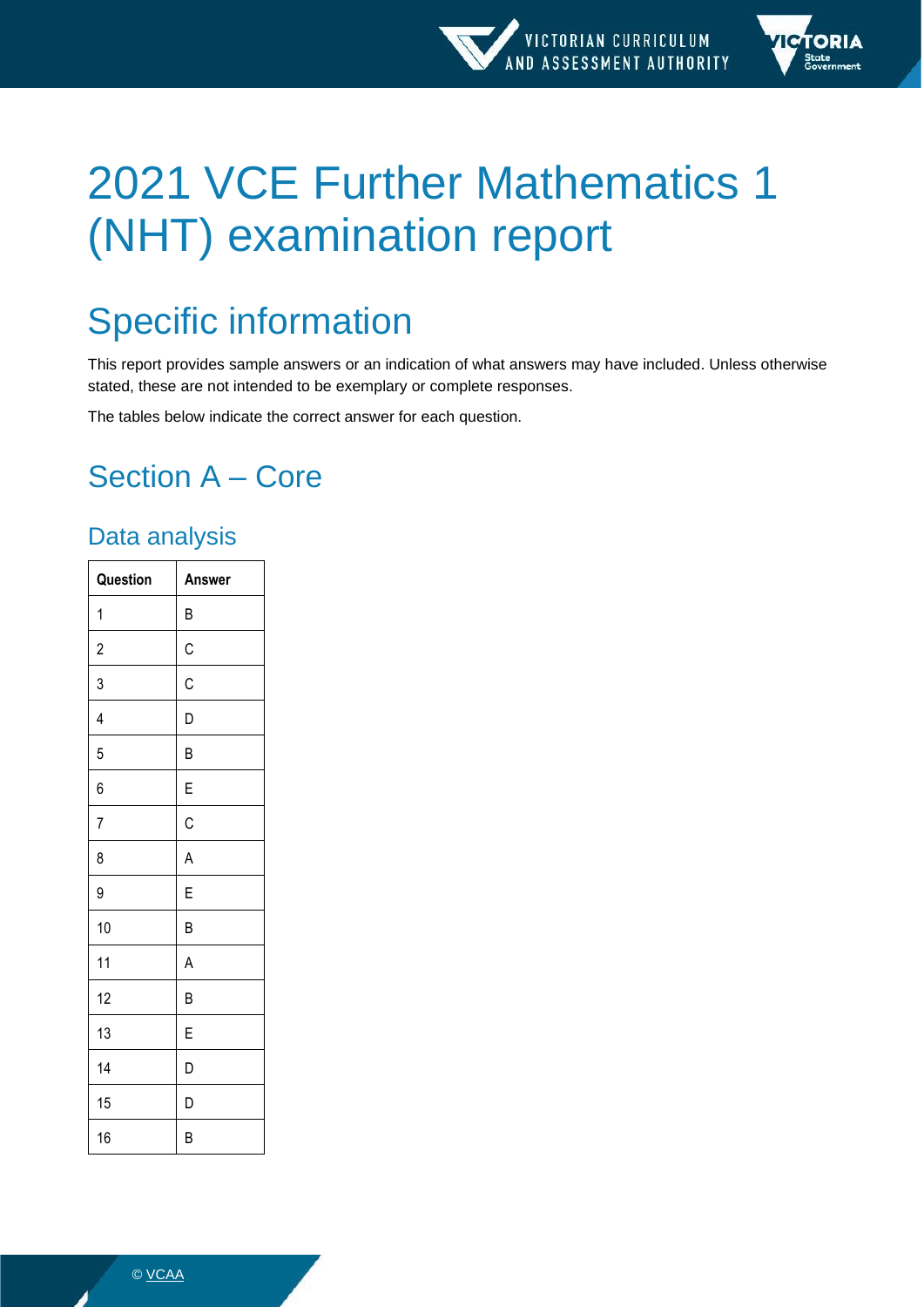# 2021 VCE Further Mathematics 1 (NHT) examination report

## Specific information

This report provides sample answers or an indication of what answers may have included. Unless otherwise stated, these are not intended to be exemplary or complete responses.

The tables below indicate the correct answer for each question.

## Section A – Core

### Data analysis

| Question | Answer |
|---|---|
| 1 | B |
| 2 | C |
| 3 | C |
| 4 | D |
| 5 | B |
| 6 | E |
| 7 | C |
| 8 | A |
| 9 | E |
| 10 | B |
| 11 | A |
| 12 | B |
| 13 | E |
| 14 | D |
| 15 | D |
| 16 | B |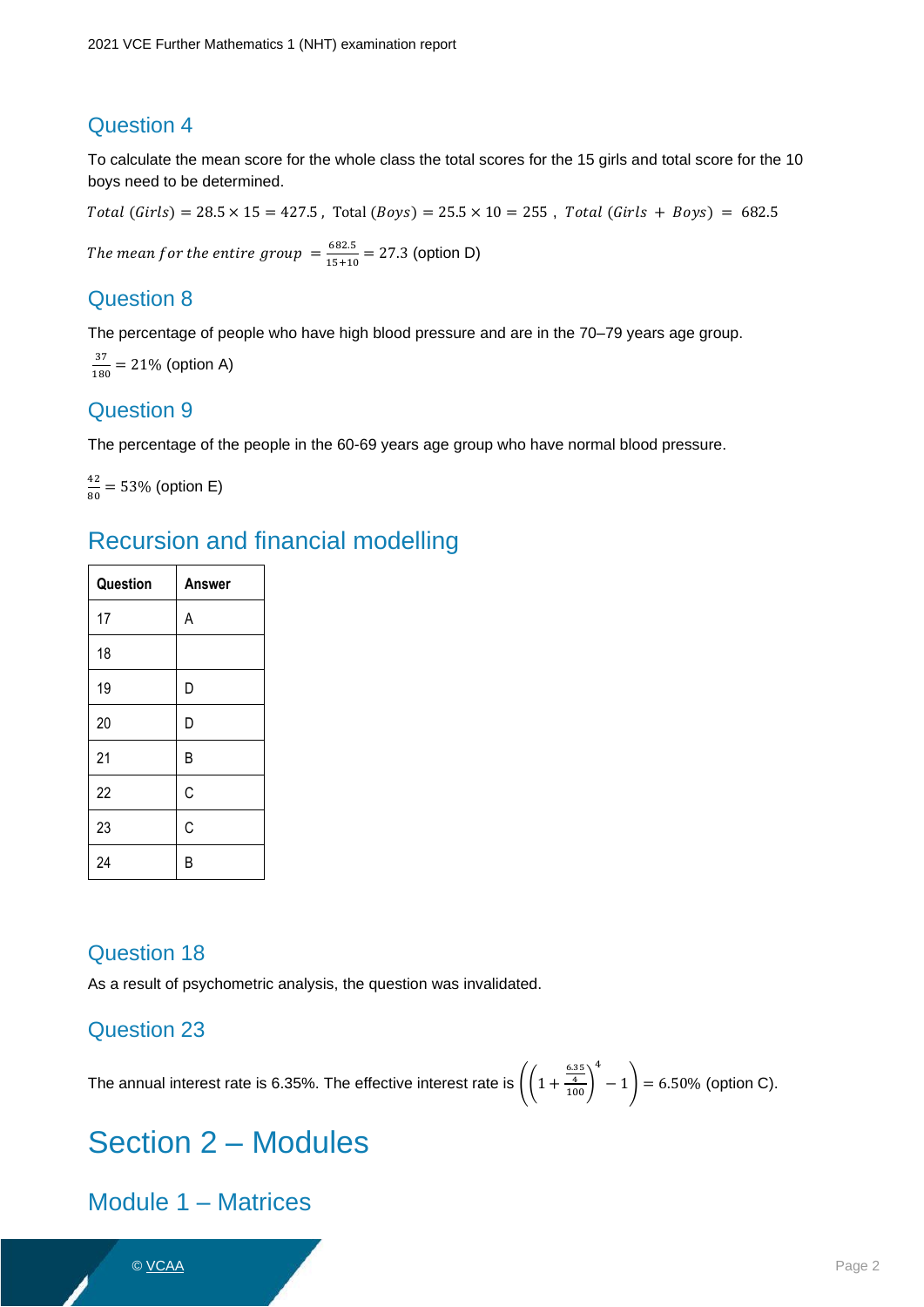## Question 4

To calculate the mean score for the whole class the total scores for the 15 girls and total score for the 10 boys need to be determined.

$Total\ (Girls) = 28.5 \times 15 = 427.5$ , $\text{Total}\ (Boys) = 25.5 \times 10 = 255$ , $Total\ (Girls + Boys) = 682.5$

$The\ mean\ for\ the\ entire\ group = \frac{682.5}{15+10} = 27.3$ (option D)

## Question 8

The percentage of people who have high blood pressure and are in the 70–79 years age group.

$\frac{37}{180} = 21\%$ (option A)

## Question 9

The percentage of the people in the 60-69 years age group who have normal blood pressure.

$\frac{42}{80} = 53\%$ (option E)

# Recursion and financial modelling

| Question | Answer |
|---|---|
| 17 | A |
| 18 | |
| 19 | D |
| 20 | D |
| 21 | B |
| 22 | C |
| 23 | C |
| 24 | B |

## Question 18

As a result of psychometric analysis, the question was invalidated.

## Question 23

The annual interest rate is 6.35%. The effective interest rate is $\left(\left(1 + \frac{\frac{6.35}{4}}{100}\right)^4 - 1\right) = 6.50\%$ (option C).

# Section 2 – Modules

## Module 1 – Matrices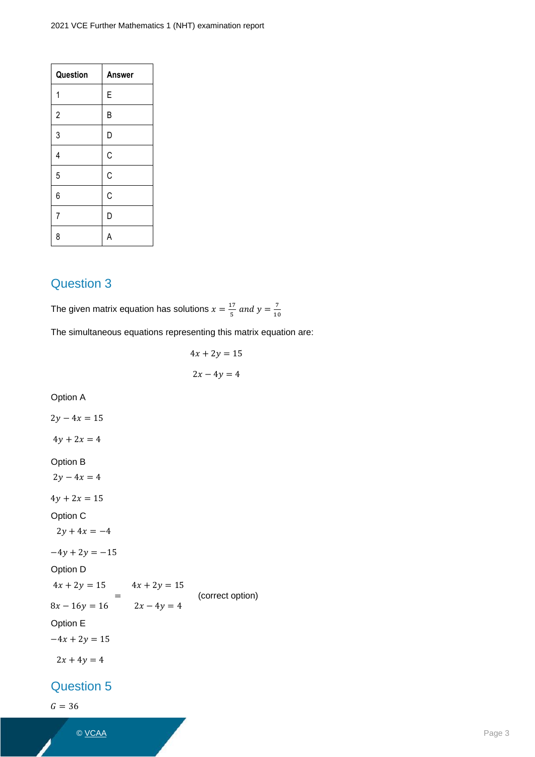| Question | Answer |
| --- | --- |
| 1 | E |
| 2 | B |
| 3 | D |
| 4 | C |
| 5 | C |
| 6 | C |
| 7 | D |
| 8 | A |

## Question 3

The given matrix equation has solutions $x = \frac{17}{5}$ $and$ $y = \frac{7}{10}$

The simultaneous equations representing this matrix equation are:

$$4x + 2y = 15$$

$$2x - 4y = 4$$

Option A

$2y - 4x = 15$

$4y + 2x = 4$

Option B

$2y - 4x = 4$

$4y + 2x = 15$

Option C

$2y + 4x = -4$

$-4y + 2y = -15$

Option D

$$\begin{matrix} 4x + 2y = 15 \\ 8x - 16y = 16 \end{matrix} = \begin{matrix} 4x + 2y = 15 \\ 2x - 4y = 4 \end{matrix} \quad \text{(correct option)}$$

Option E

$-4x + 2y = 15$

$2x + 4y = 4$

## Question 5

$G = 36$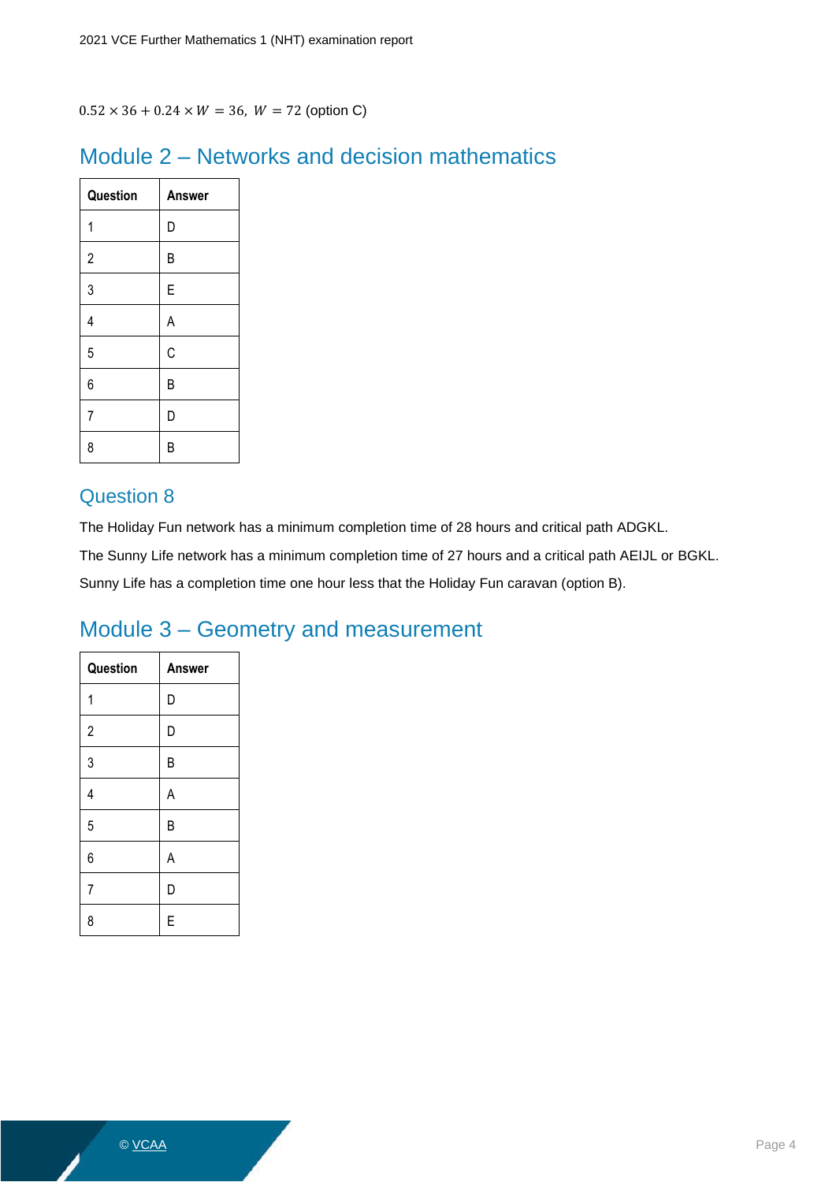$0.52 \times 36 + 0.24 \times W = 36,\ W = 72$ (option C)

## Module 2 – Networks and decision mathematics

| Question | Answer |
|---|---|
| 1 | D |
| 2 | B |
| 3 | E |
| 4 | A |
| 5 | C |
| 6 | B |
| 7 | D |
| 8 | B |

### Question 8

The Holiday Fun network has a minimum completion time of 28 hours and critical path ADGKL.

The Sunny Life network has a minimum completion time of 27 hours and a critical path AEIJL or BGKL.

Sunny Life has a completion time one hour less that the Holiday Fun caravan (option B).

## Module 3 – Geometry and measurement

| Question | Answer |
|---|---|
| 1 | D |
| 2 | D |
| 3 | B |
| 4 | A |
| 5 | B |
| 6 | A |
| 7 | D |
| 8 | E |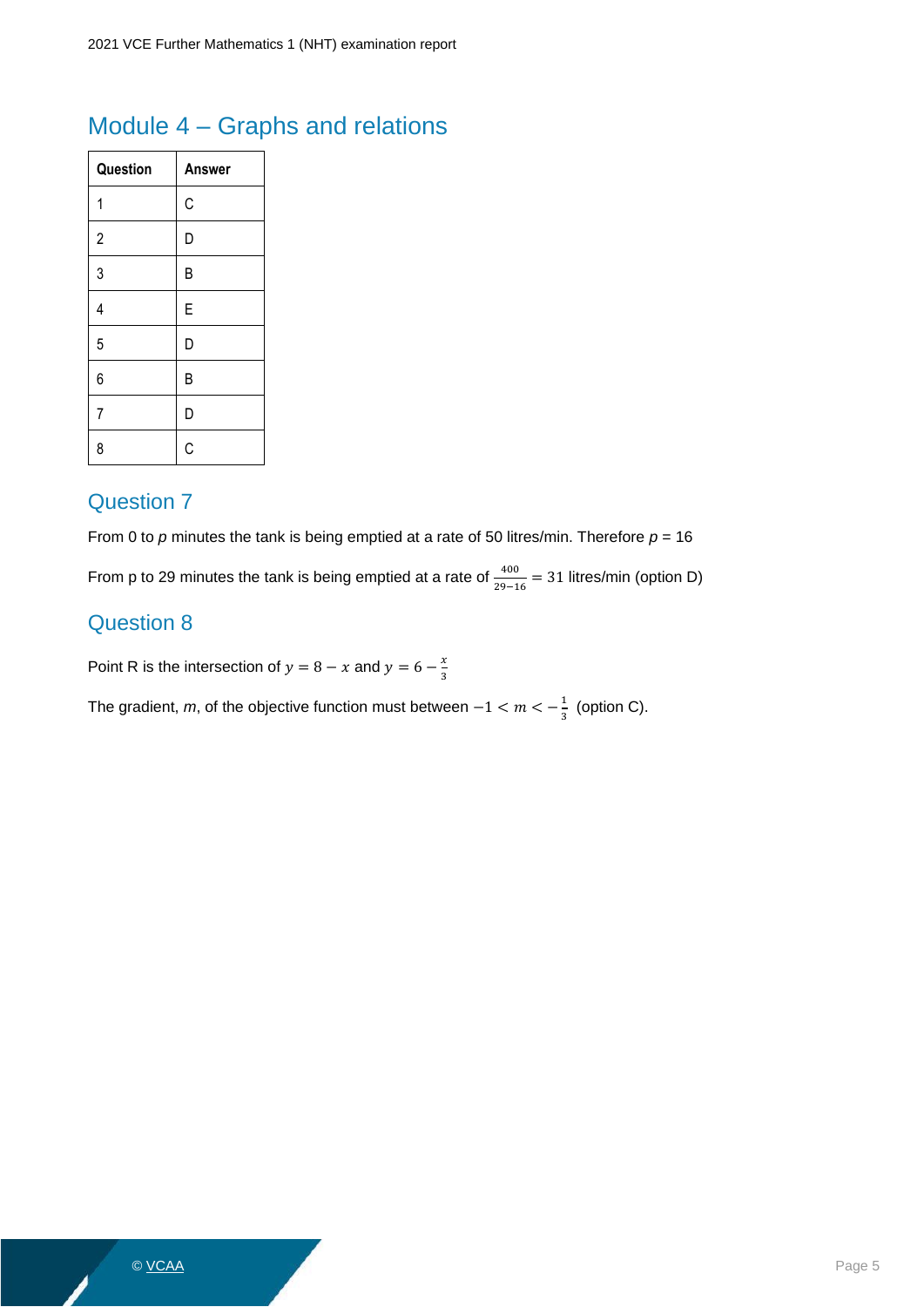## Module 4 – Graphs and relations

| Question | Answer |
|---|---|
| 1 | C |
| 2 | D |
| 3 | B |
| 4 | E |
| 5 | D |
| 6 | B |
| 7 | D |
| 8 | C |

### Question 7

From 0 to *p* minutes the tank is being emptied at a rate of 50 litres/min. Therefore *p* = 16

From p to 29 minutes the tank is being emptied at a rate of $\frac{400}{29-16} = 31$ litres/min (option D)

### Question 8

Point R is the intersection of $y = 8 - x$ and $y = 6 - \frac{x}{3}$

The gradient, *m*, of the objective function must between $-1 < m < -\frac{1}{3}$ (option C).